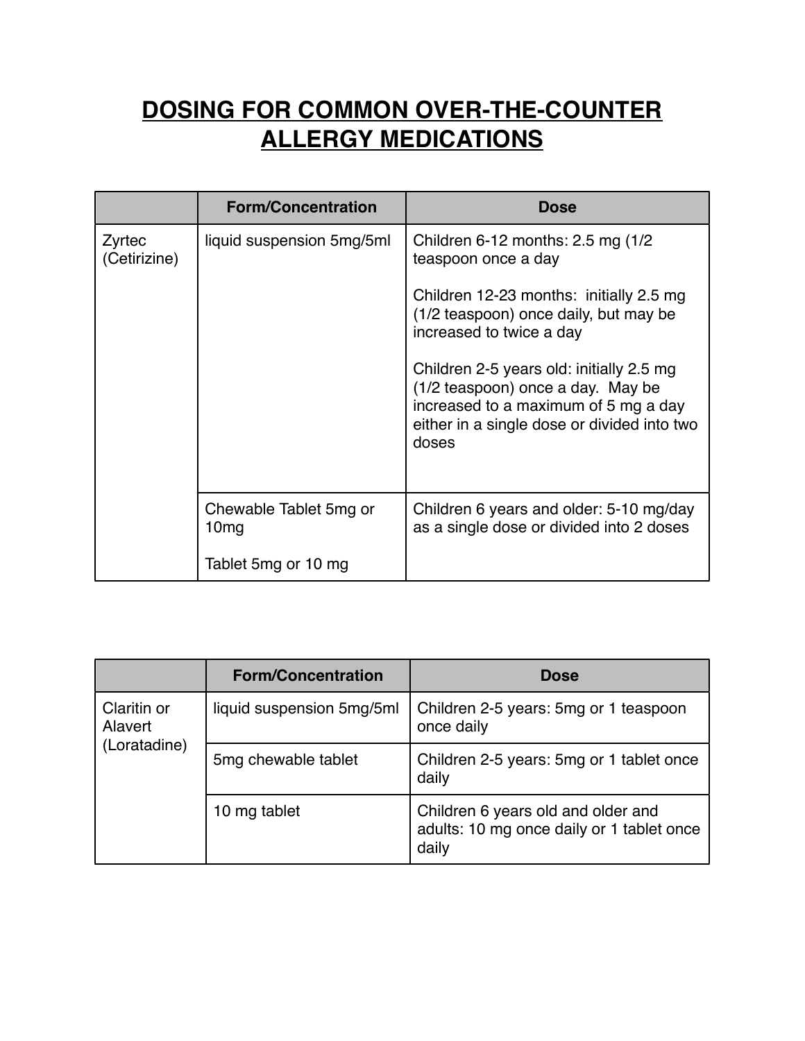# DOSING FOR COMMON OVER-THE-COUNTER ALLERGY MEDICATIONS

| | Form/Concentration | Dose |
|---|---|---|
| Zyrtec (Cetirizine) | liquid suspension 5mg/5ml | Children 6-12 months: 2.5 mg (1/2 teaspoon once a day<br><br>Children 12-23 months: initially 2.5 mg (1/2 teaspoon) once daily, but may be increased to twice a day<br><br>Children 2-5 years old: initially 2.5 mg (1/2 teaspoon) once a day. May be increased to a maximum of 5 mg a day either in a single dose or divided into two doses |
| | Chewable Tablet 5mg or 10mg<br><br>Tablet 5mg or 10 mg | Children 6 years and older: 5-10 mg/day as a single dose or divided into 2 doses |

| | Form/Concentration | Dose |
|---|---|---|
| Claritin or Alavert (Loratadine) | liquid suspension 5mg/5ml | Children 2-5 years: 5mg or 1 teaspoon once daily |
| | 5mg chewable tablet | Children 2-5 years: 5mg or 1 tablet once daily |
| | 10 mg tablet | Children 6 years old and older and adults: 10 mg once daily or 1 tablet once daily |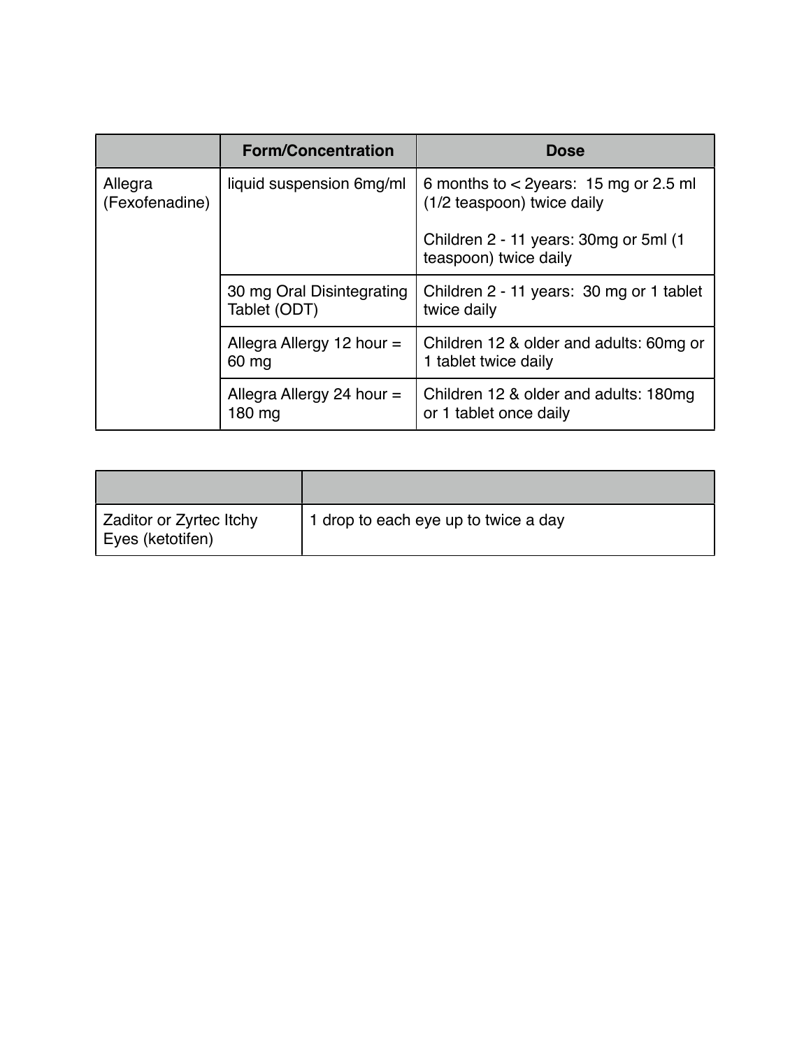| | Form/Concentration | Dose |
|---|---|---|
| Allegra (Fexofenadine) | liquid suspension 6mg/ml | 6 months to < 2years: 15 mg or 2.5 ml (1/2 teaspoon) twice daily<br><br>Children 2 - 11 years: 30mg or 5ml (1 teaspoon) twice daily |
| | 30 mg Oral Disintegrating Tablet (ODT) | Children 2 - 11 years: 30 mg or 1 tablet twice daily |
| | Allegra Allergy 12 hour = 60 mg | Children 12 & older and adults: 60mg or 1 tablet twice daily |
| | Allegra Allergy 24 hour = 180 mg | Children 12 & older and adults: 180mg or 1 tablet once daily |

| | |
|---|---|
| Zaditor or Zyrtec Itchy Eyes (ketotifen) | 1 drop to each eye up to twice a day |